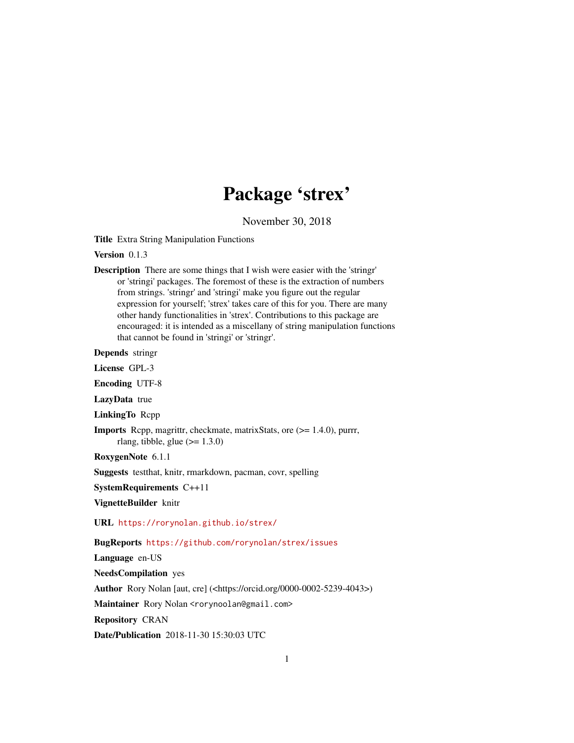# Package 'strex'

November 30, 2018

**Title** Extra String Manipulation Functions

**Version** 0.1.3

**Description** There are some things that I wish were easier with the 'stringr' or 'stringi' packages. The foremost of these is the extraction of numbers from strings. 'stringr' and 'stringi' make you figure out the regular expression for yourself; 'strex' takes care of this for you. There are many other handy functionalities in 'strex'. Contributions to this package are encouraged: it is intended as a miscellany of string manipulation functions that cannot be found in 'stringi' or 'stringr'.

**Depends** stringr

**License** GPL-3

**Encoding** UTF-8

**LazyData** true

**LinkingTo** Rcpp

**Imports** Rcpp, magrittr, checkmate, matrixStats, ore (>= 1.4.0), purrr, rlang, tibble, glue (>= 1.3.0)

**RoxygenNote** 6.1.1

**Suggests** testthat, knitr, rmarkdown, pacman, covr, spelling

**SystemRequirements** C++11

**VignetteBuilder** knitr

**URL** https://rorynolan.github.io/strex/

**BugReports** https://github.com/rorynolan/strex/issues

**Language** en-US

**NeedsCompilation** yes

**Author** Rory Nolan [aut, cre] (<https://orcid.org/0000-0002-5239-4043>)

**Maintainer** Rory Nolan <rorynoolan@gmail.com>

**Repository** CRAN

**Date/Publication** 2018-11-30 15:30:03 UTC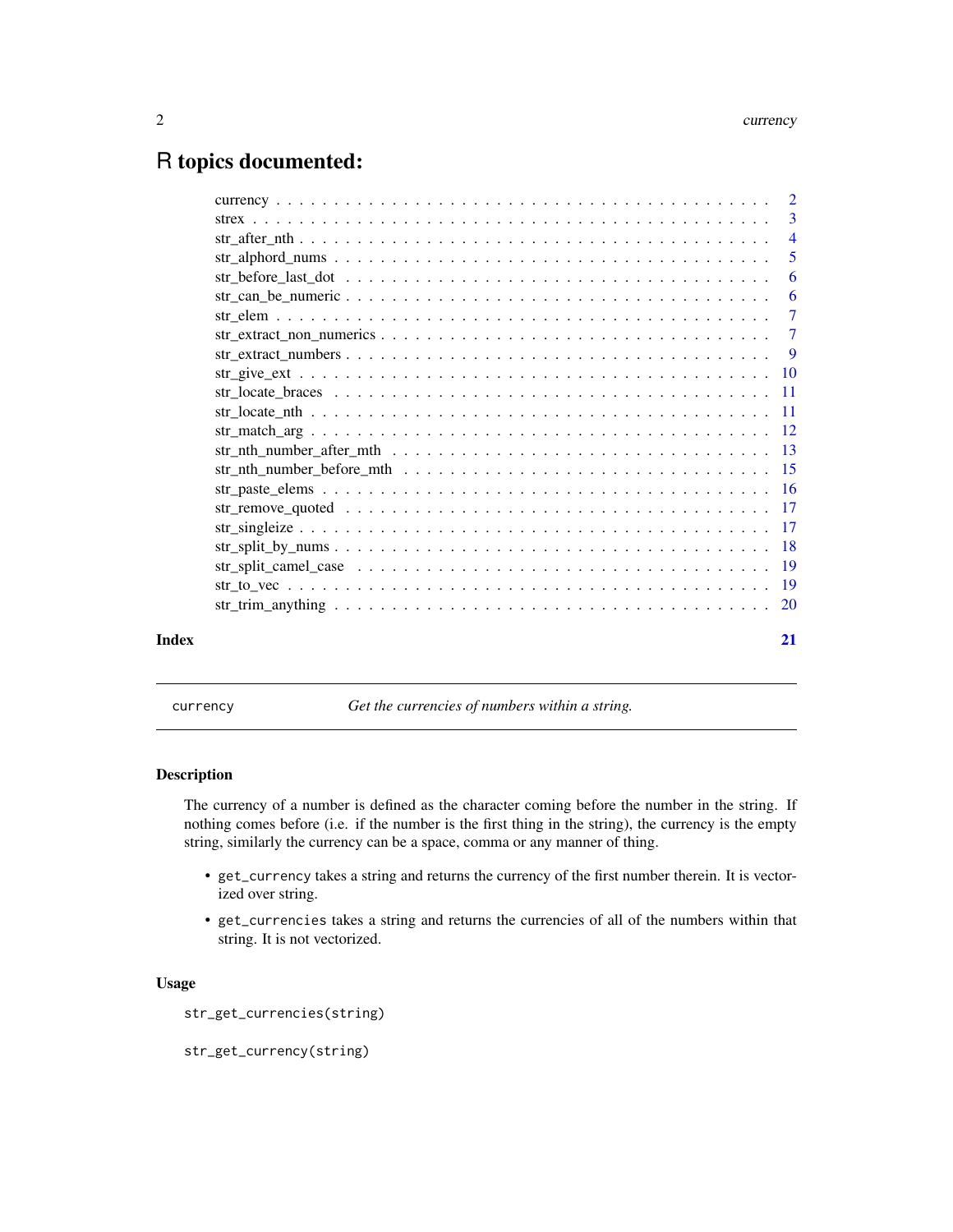# R topics documented:

| | |
|---|---|
| currency | 2 |
| strex | 3 |
| str_after_nth | 4 |
| str_alphord_nums | 5 |
| str_before_last_dot | 6 |
| str_can_be_numeric | 6 |
| str_elem | 7 |
| str_extract_non_numerics | 7 |
| str_extract_numbers | 9 |
| str_give_ext | 10 |
| str_locate_braces | 11 |
| str_locate_nth | 11 |
| str_match_arg | 12 |
| str_nth_number_after_mth | 13 |
| str_nth_number_before_mth | 15 |
| str_paste_elems | 16 |
| str_remove_quoted | 17 |
| str_singleize | 17 |
| str_split_by_nums | 18 |
| str_split_camel_case | 19 |
| str_to_vec | 19 |
| str_trim_anything | 20 |

**Index** **21**

---

`currency` *Get the currencies of numbers within a string.*

---

## Description

The currency of a number is defined as the character coming before the number in the string. If nothing comes before (i.e. if the number is the first thing in the string), the currency is the empty string, similarly the currency can be a space, comma or any manner of thing.

- `get_currency` takes a string and returns the currency of the first number therein. It is vectorized over string.
- `get_currencies` takes a string and returns the currencies of all of the numbers within that string. It is not vectorized.

## Usage

```
str_get_currencies(string)

str_get_currency(string)
```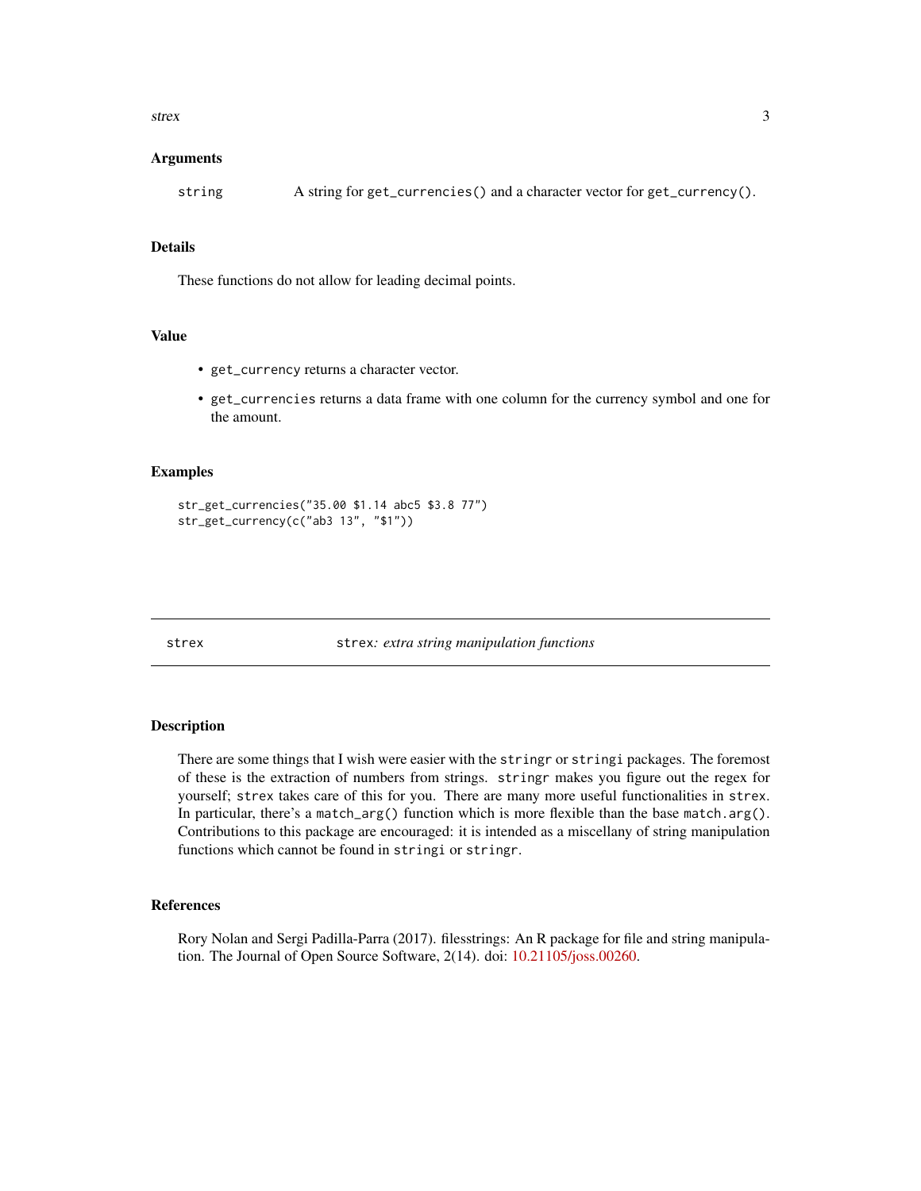### Arguments

| | |
|---|---|
| `string` | A string for `get_currencies()` and a character vector for `get_currency()`. |

### Details

These functions do not allow for leading decimal points.

### Value

- `get_currency` returns a character vector.
- `get_currencies` returns a data frame with one column for the currency symbol and one for the amount.

### Examples

```
str_get_currencies("35.00 $1.14 abc5 $3.8 77")
str_get_currency(c("ab3 13", "$1"))
```

---

## strex — `strex`: *extra string manipulation functions*

### Description

There are some things that I wish were easier with the `stringr` or `stringi` packages. The foremost of these is the extraction of numbers from strings. `stringr` makes you figure out the regex for yourself; `strex` takes care of this for you. There are many more useful functionalities in `strex`. In particular, there's a `match_arg()` function which is more flexible than the base `match.arg()`. Contributions to this package are encouraged: it is intended as a miscellany of string manipulation functions which cannot be found in `stringi` or `stringr`.

### References

Rory Nolan and Sergi Padilla-Parra (2017). filesstrings: An R package for file and string manipulation. The Journal of Open Source Software, 2(14). doi: 10.21105/joss.00260.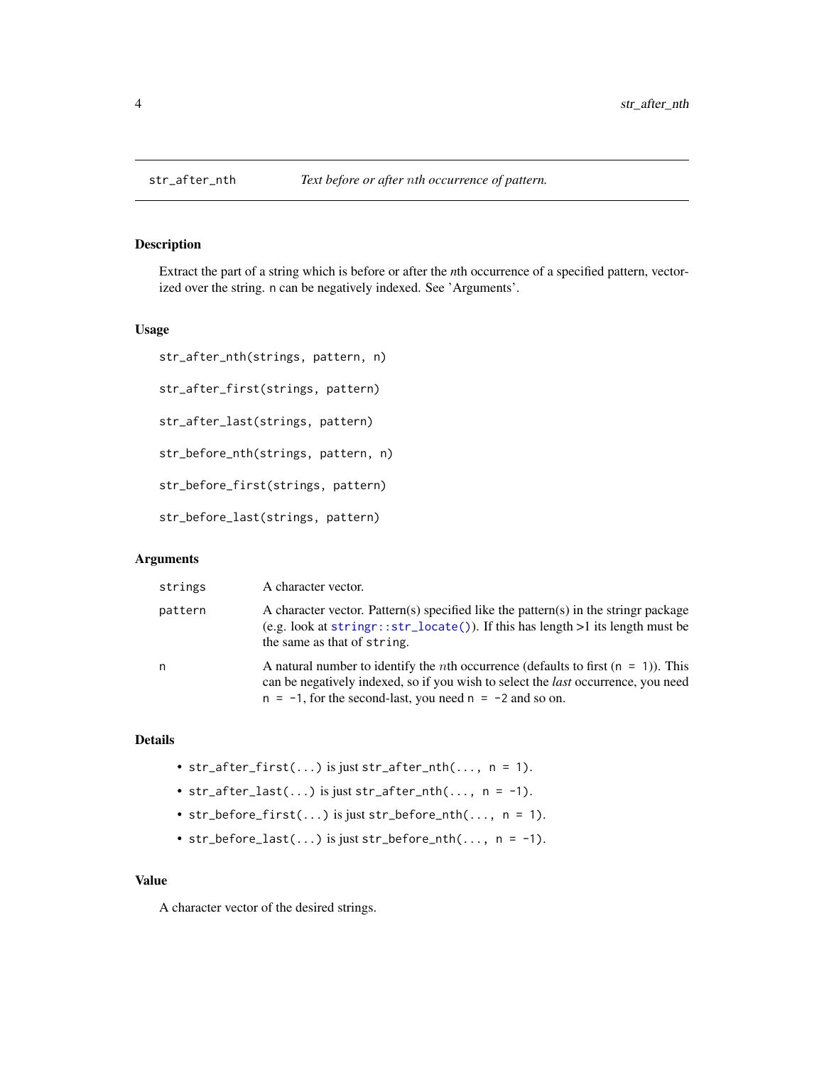# str_after_nth — *Text before or after $n$th occurrence of pattern.*

## Description

Extract the part of a string which is before or after the *n*th occurrence of a specified pattern, vectorized over the string. `n` can be negatively indexed. See 'Arguments'.

## Usage

```
str_after_nth(strings, pattern, n)

str_after_first(strings, pattern)

str_after_last(strings, pattern)

str_before_nth(strings, pattern, n)

str_before_first(strings, pattern)

str_before_last(strings, pattern)
```

## Arguments

| | |
|---|---|
| `strings` | A character vector. |
| `pattern` | A character vector. Pattern(s) specified like the pattern(s) in the stringr package (e.g. look at `stringr::str_locate()`). If this has length >1 its length must be the same as that of `string`. |
| `n` | A natural number to identify the $n$th occurrence (defaults to first (`n = 1`)). This can be negatively indexed, so if you wish to select the *last* occurrence, you need `n = -1`, for the second-last, you need `n = -2` and so on. |

## Details

- `str_after_first(...)` is just `str_after_nth(..., n = 1)`.
- `str_after_last(...)` is just `str_after_nth(..., n = -1)`.
- `str_before_first(...)` is just `str_before_nth(..., n = 1)`.
- `str_before_last(...)` is just `str_before_nth(..., n = -1)`.

## Value

A character vector of the desired strings.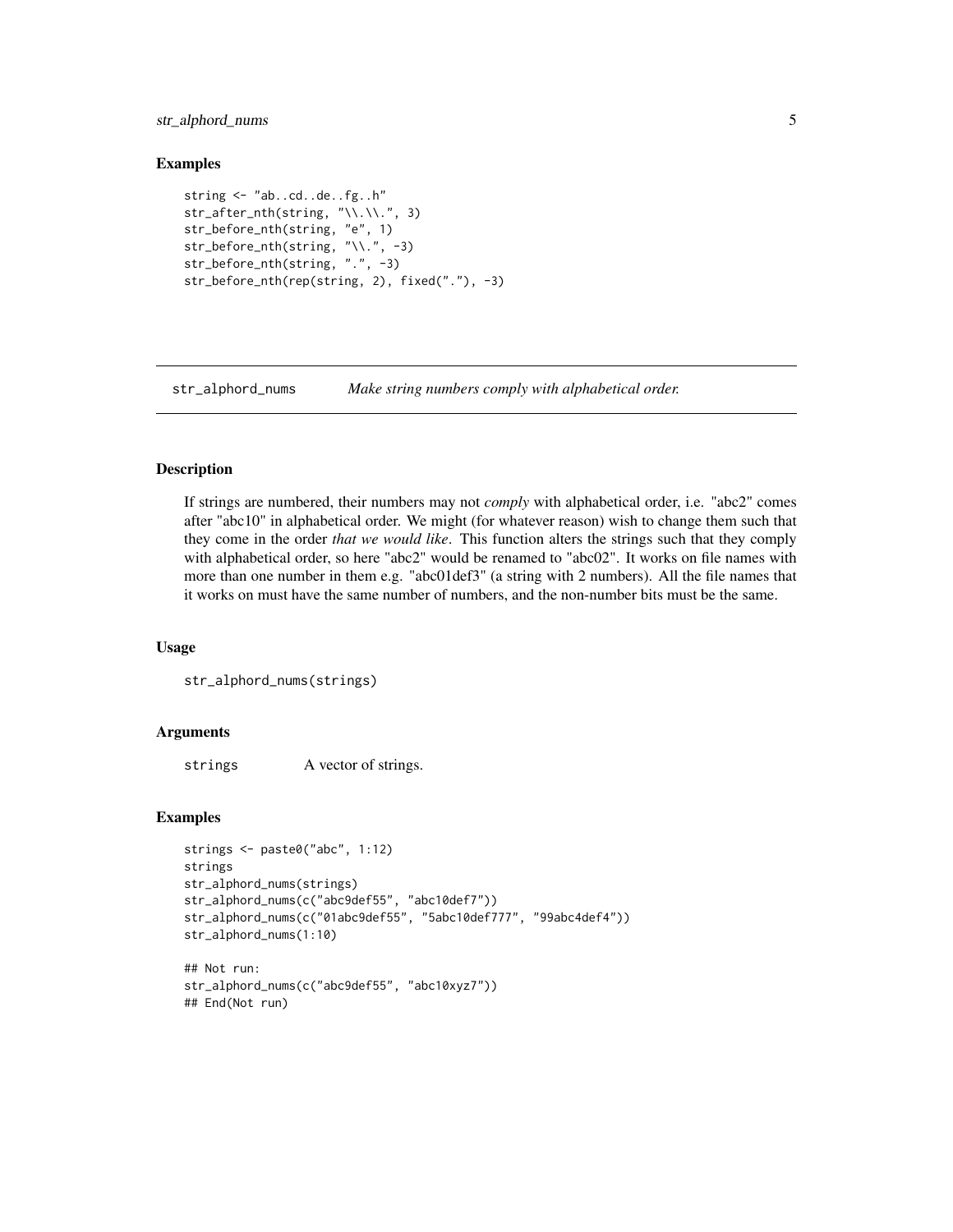### Examples

```
string <- "ab..cd..de..fg..h"
str_after_nth(string, "\\.\\.", 3)
str_before_nth(string, "e", 1)
str_before_nth(string, "\\.", -3)
str_before_nth(string, ".", -3)
str_before_nth(rep(string, 2), fixed("."), -3)
```

---

## str_alphord_nums — *Make string numbers comply with alphabetical order.*

---

### Description

If strings are numbered, their numbers may not *comply* with alphabetical order, i.e. "abc2" comes after "abc10" in alphabetical order. We might (for whatever reason) wish to change them such that they come in the order *that we would like*. This function alters the strings such that they comply with alphabetical order, so here "abc2" would be renamed to "abc02". It works on file names with more than one number in them e.g. "abc01def3" (a string with 2 numbers). All the file names that it works on must have the same number of numbers, and the non-number bits must be the same.

### Usage

```
str_alphord_nums(strings)
```

### Arguments

| | |
|---|---|
| `strings` | A vector of strings. |

### Examples

```
strings <- paste0("abc", 1:12)
strings
str_alphord_nums(strings)
str_alphord_nums(c("abc9def55", "abc10def7"))
str_alphord_nums(c("01abc9def55", "5abc10def777", "99abc4def4"))
str_alphord_nums(1:10)

## Not run:
str_alphord_nums(c("abc9def55", "abc10xyz7"))
## End(Not run)
```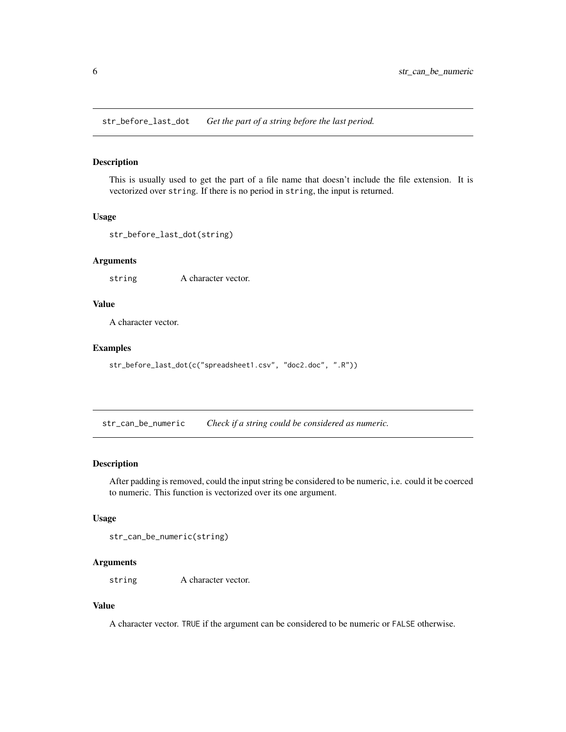## str_before_last_dot — *Get the part of a string before the last period.*

### Description

This is usually used to get the part of a file name that doesn't include the file extension. It is vectorized over `string`. If there is no period in `string`, the input is returned.

### Usage

```
str_before_last_dot(string)
```

### Arguments

| | |
|---|---|
| `string` | A character vector. |

### Value

A character vector.

### Examples

```
str_before_last_dot(c("spreadsheet1.csv", "doc2.doc", ".R"))
```

## str_can_be_numeric — *Check if a string could be considered as numeric.*

### Description

After padding is removed, could the input string be considered to be numeric, i.e. could it be coerced to numeric. This function is vectorized over its one argument.

### Usage

```
str_can_be_numeric(string)
```

### Arguments

| | |
|---|---|
| `string` | A character vector. |

### Value

A character vector. `TRUE` if the argument can be considered to be numeric or `FALSE` otherwise.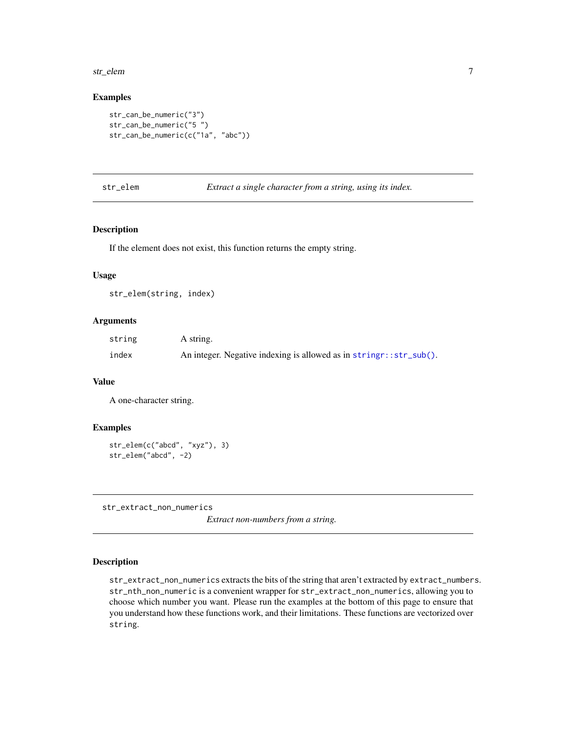### Examples

```
str_can_be_numeric("3")
str_can_be_numeric("5 ")
str_can_be_numeric(c("1a", "abc"))
```

---

## str_elem — *Extract a single character from a string, using its index.*

### Description

If the element does not exist, this function returns the empty string.

### Usage

```
str_elem(string, index)
```

### Arguments

| | |
|---|---|
| `string` | A string. |
| `index` | An integer. Negative indexing is allowed as in `stringr::str_sub()`. |

### Value

A one-character string.

### Examples

```
str_elem(c("abcd", "xyz"), 3)
str_elem("abcd", -2)
```

---

## str_extract_non_numerics — *Extract non-numbers from a string.*

### Description

`str_extract_non_numerics` extracts the bits of the string that aren't extracted by `extract_numbers`. `str_nth_non_numeric` is a convenient wrapper for `str_extract_non_numerics`, allowing you to choose which number you want. Please run the examples at the bottom of this page to ensure that you understand how these functions work, and their limitations. These functions are vectorized over `string`.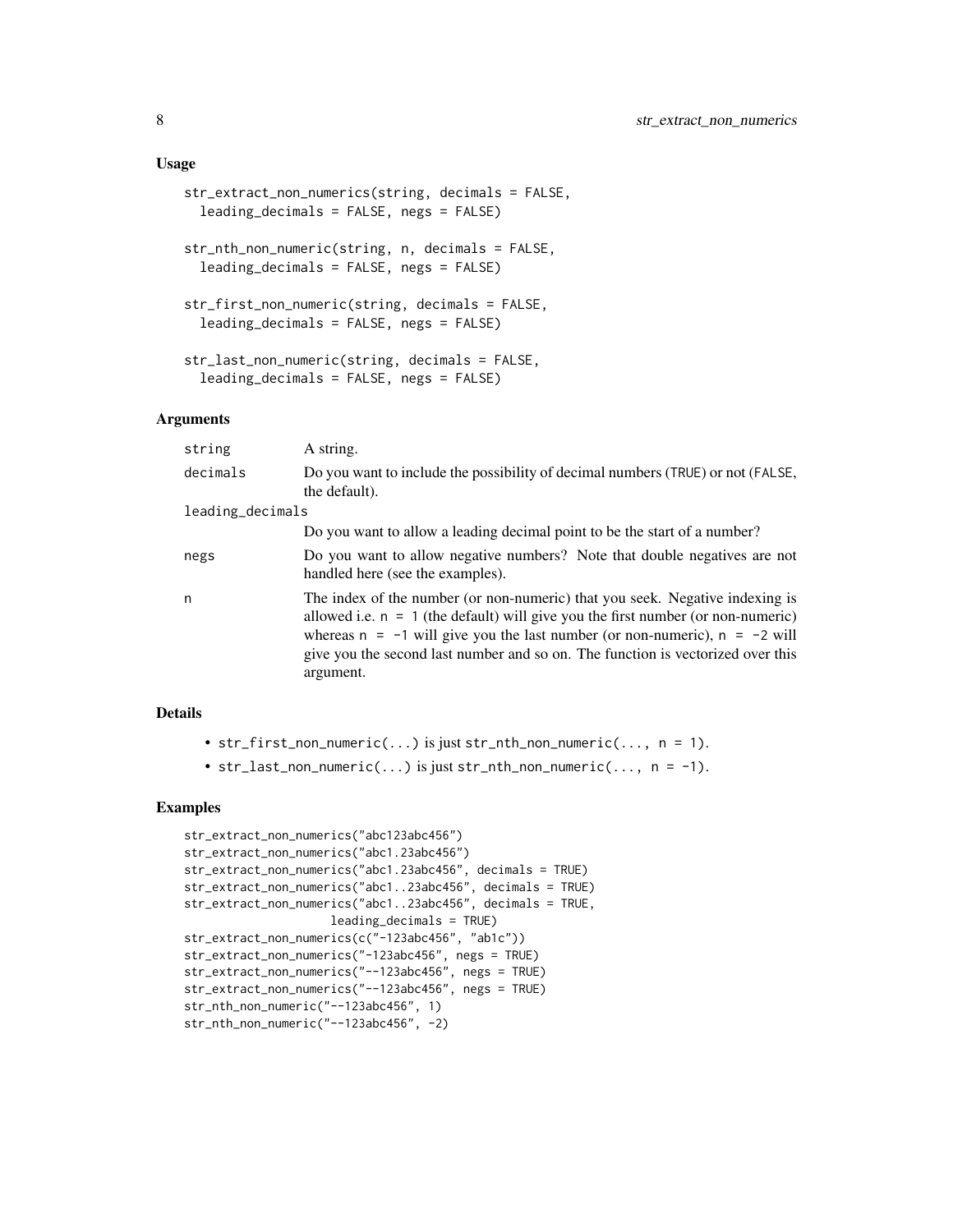### Usage

```
str_extract_non_numerics(string, decimals = FALSE,
  leading_decimals = FALSE, negs = FALSE)

str_nth_non_numeric(string, n, decimals = FALSE,
  leading_decimals = FALSE, negs = FALSE)

str_first_non_numeric(string, decimals = FALSE,
  leading_decimals = FALSE, negs = FALSE)

str_last_non_numeric(string, decimals = FALSE,
  leading_decimals = FALSE, negs = FALSE)
```

### Arguments

| | |
|---|---|
| `string` | A string. |
| `decimals` | Do you want to include the possibility of decimal numbers (`TRUE`) or not (`FALSE`, the default). |
| `leading_decimals` | Do you want to allow a leading decimal point to be the start of a number? |
| `negs` | Do you want to allow negative numbers? Note that double negatives are not handled here (see the examples). |
| `n` | The index of the number (or non-numeric) that you seek. Negative indexing is allowed i.e. `n = 1` (the default) will give you the first number (or non-numeric) whereas `n = -1` will give you the last number (or non-numeric), `n = -2` will give you the second last number and so on. The function is vectorized over this argument. |

### Details

- `str_first_non_numeric(...)` is just `str_nth_non_numeric(..., n = 1)`.
- `str_last_non_numeric(...)` is just `str_nth_non_numeric(..., n = -1)`.

### Examples

```
str_extract_non_numerics("abc123abc456")
str_extract_non_numerics("abc1.23abc456")
str_extract_non_numerics("abc1.23abc456", decimals = TRUE)
str_extract_non_numerics("abc1..23abc456", decimals = TRUE)
str_extract_non_numerics("abc1..23abc456", decimals = TRUE,
                         leading_decimals = TRUE)
str_extract_non_numerics(c("-123abc456", "ab1c"))
str_extract_non_numerics("-123abc456", negs = TRUE)
str_extract_non_numerics("--123abc456", negs = TRUE)
str_extract_non_numerics("--123abc456", negs = TRUE)
str_nth_non_numeric("--123abc456", 1)
str_nth_non_numeric("--123abc456", -2)
```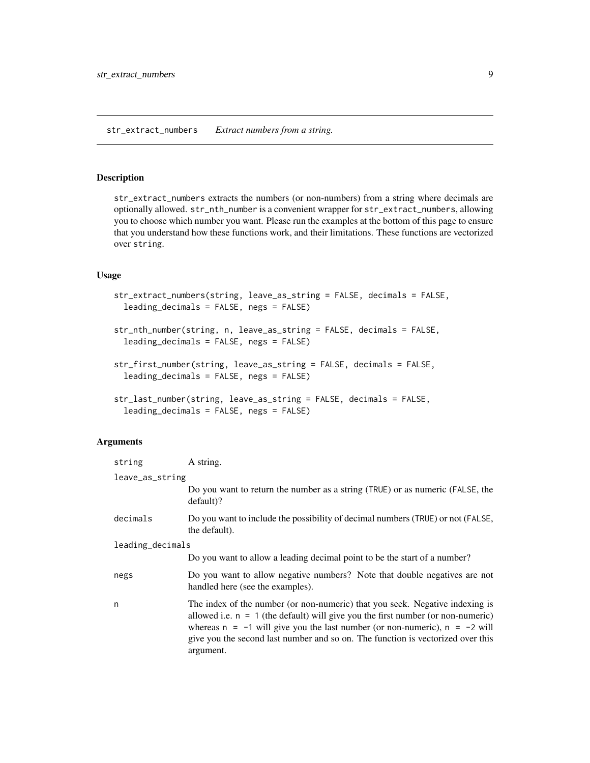str_extract_numbers    *Extract numbers from a string.*

## Description

str_extract_numbers extracts the numbers (or non-numbers) from a string where decimals are optionally allowed. str_nth_number is a convenient wrapper for str_extract_numbers, allowing you to choose which number you want. Please run the examples at the bottom of this page to ensure that you understand how these functions work, and their limitations. These functions are vectorized over string.

## Usage

```
str_extract_numbers(string, leave_as_string = FALSE, decimals = FALSE,
  leading_decimals = FALSE, negs = FALSE)

str_nth_number(string, n, leave_as_string = FALSE, decimals = FALSE,
  leading_decimals = FALSE, negs = FALSE)

str_first_number(string, leave_as_string = FALSE, decimals = FALSE,
  leading_decimals = FALSE, negs = FALSE)

str_last_number(string, leave_as_string = FALSE, decimals = FALSE,
  leading_decimals = FALSE, negs = FALSE)
```

## Arguments

| Argument | Description |
|---|---|
| string | A string. |
| leave_as_string | Do you want to return the number as a string (TRUE) or as numeric (FALSE, the default)? |
| decimals | Do you want to include the possibility of decimal numbers (TRUE) or not (FALSE, the default). |
| leading_decimals | Do you want to allow a leading decimal point to be the start of a number? |
| negs | Do you want to allow negative numbers? Note that double negatives are not handled here (see the examples). |
| n | The index of the number (or non-numeric) that you seek. Negative indexing is allowed i.e. n = 1 (the default) will give you the first number (or non-numeric) whereas n = -1 will give you the last number (or non-numeric), n = -2 will give you the second last number and so on. The function is vectorized over this argument. |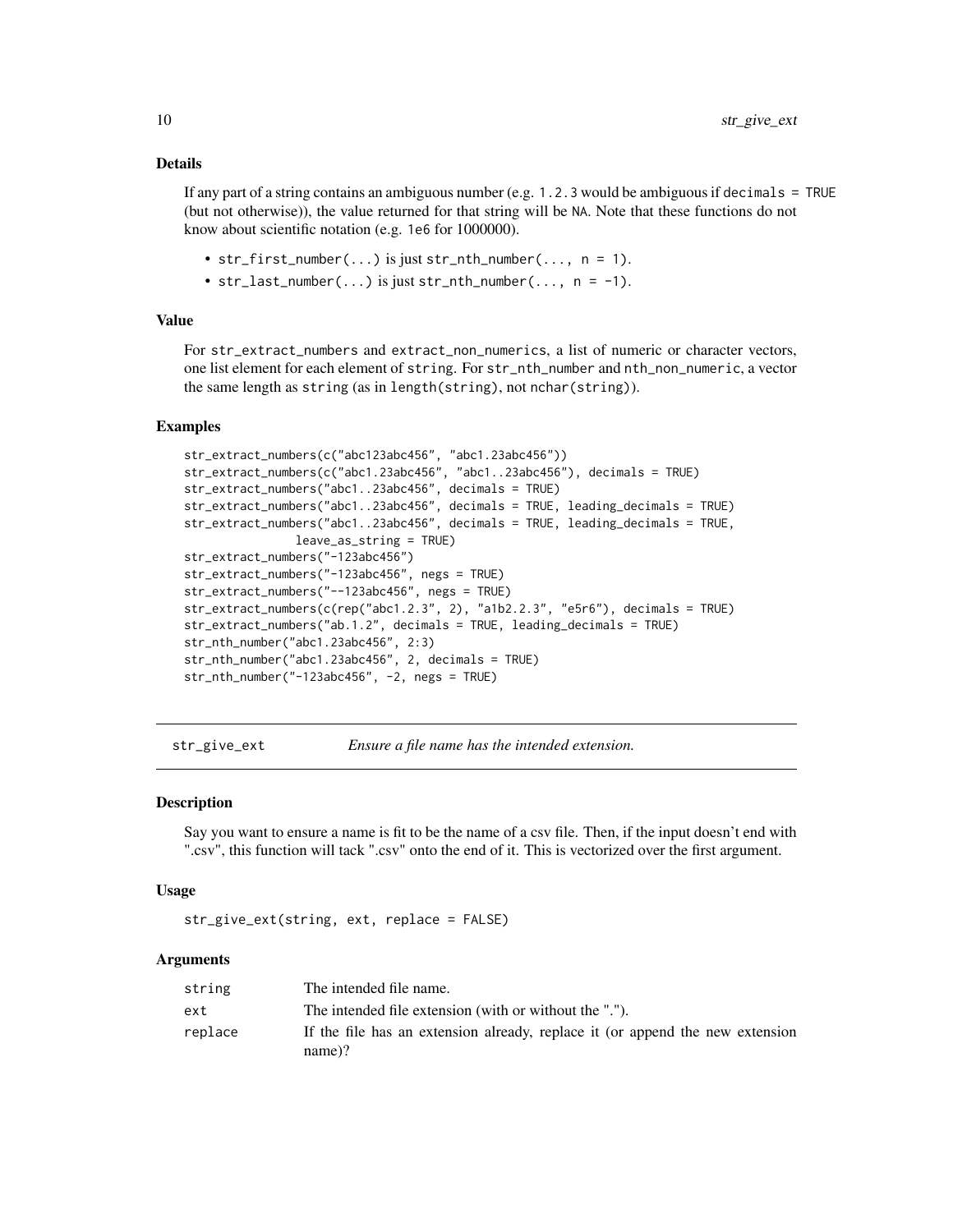## Details

If any part of a string contains an ambiguous number (e.g. `1.2.3` would be ambiguous if `decimals = TRUE` (but not otherwise)), the value returned for that string will be `NA`. Note that these functions do not know about scientific notation (e.g. `1e6` for 1000000).

- `str_first_number(...)` is just `str_nth_number(..., n = 1)`.
- `str_last_number(...)` is just `str_nth_number(..., n = -1)`.

## Value

For `str_extract_numbers` and `extract_non_numerics`, a list of numeric or character vectors, one list element for each element of `string`. For `str_nth_number` and `nth_non_numeric`, a vector the same length as `string` (as in `length(string)`, not `nchar(string)`).

## Examples

```
str_extract_numbers(c("abc123abc456", "abc1.23abc456"))
str_extract_numbers(c("abc1.23abc456", "abc1..23abc456"), decimals = TRUE)
str_extract_numbers("abc1..23abc456", decimals = TRUE)
str_extract_numbers("abc1..23abc456", decimals = TRUE, leading_decimals = TRUE)
str_extract_numbers("abc1..23abc456", decimals = TRUE, leading_decimals = TRUE,
             leave_as_string = TRUE)
str_extract_numbers("-123abc456")
str_extract_numbers("-123abc456", negs = TRUE)
str_extract_numbers("--123abc456", negs = TRUE)
str_extract_numbers(c(rep("abc1.2.3", 2), "a1b2.2.3", "e5r6"), decimals = TRUE)
str_extract_numbers("ab.1.2", decimals = TRUE, leading_decimals = TRUE)
str_nth_number("abc1.23abc456", 2:3)
str_nth_number("abc1.23abc456", 2, decimals = TRUE)
str_nth_number("-123abc456", -2, negs = TRUE)
```

---

# str_give_ext — *Ensure a file name has the intended extension.*

## Description

Say you want to ensure a name is fit to be the name of a csv file. Then, if the input doesn't end with ".csv", this function will tack ".csv" onto the end of it. This is vectorized over the first argument.

## Usage

```
str_give_ext(string, ext, replace = FALSE)
```

## Arguments

| | |
|---|---|
| `string` | The intended file name. |
| `ext` | The intended file extension (with or without the "."). |
| `replace` | If the file has an extension already, replace it (or append the new extension name)? |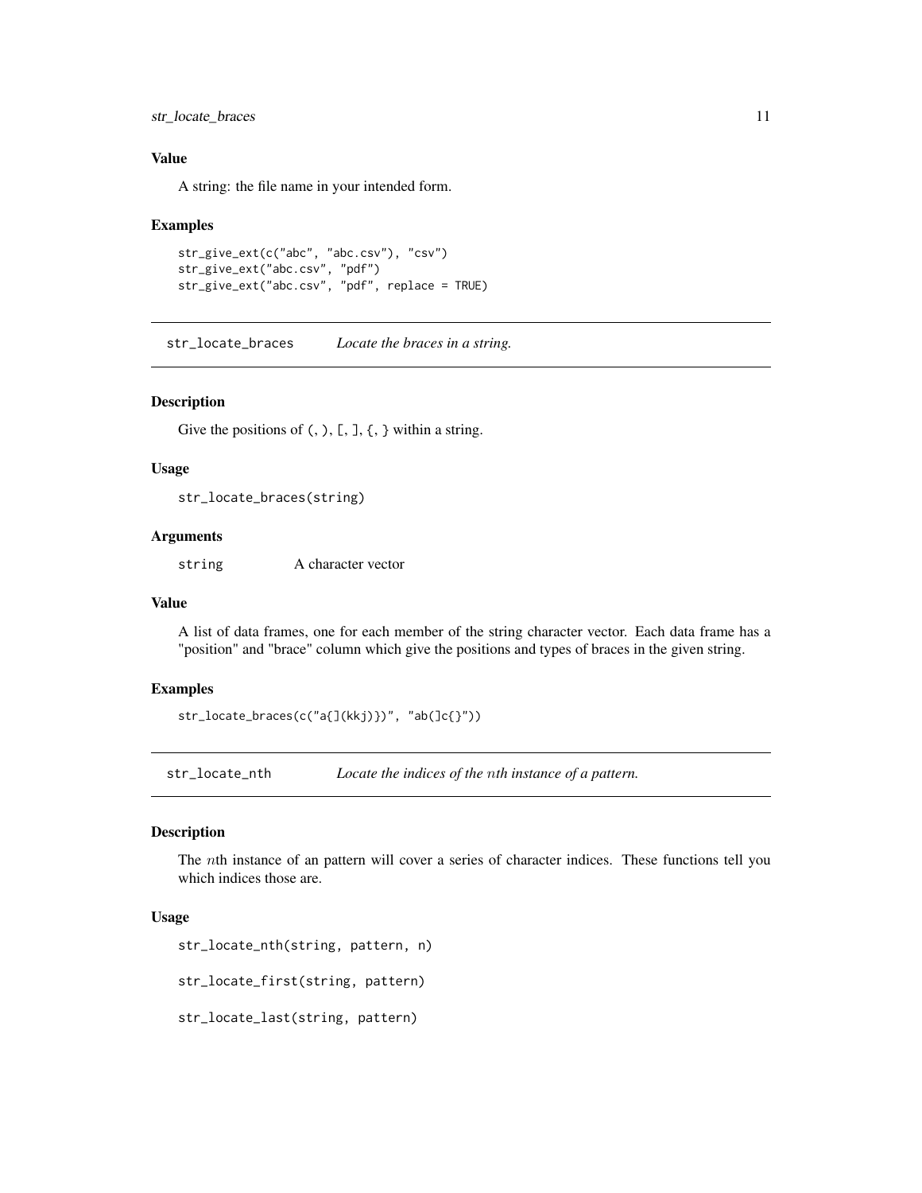### Value

A string: the file name in your intended form.

### Examples

```
str_give_ext(c("abc", "abc.csv"), "csv")
str_give_ext("abc.csv", "pdf")
str_give_ext("abc.csv", "pdf", replace = TRUE)
```

---

## str_locate_braces — *Locate the braces in a string.*

---

### Description

Give the positions of (, ), [, ], {, } within a string.

### Usage

```
str_locate_braces(string)
```

### Arguments

| | |
|---|---|
| string | A character vector |

### Value

A list of data frames, one for each member of the string character vector. Each data frame has a "position" and "brace" column which give the positions and types of braces in the given string.

### Examples

```
str_locate_braces(c("a{](kkj)})", "ab(]c{}"))
```

---

## str_locate_nth — *Locate the indices of the $n$th instance of a pattern.*

---

### Description

The $n$th instance of an pattern will cover a series of character indices. These functions tell you which indices those are.

### Usage

```
str_locate_nth(string, pattern, n)

str_locate_first(string, pattern)

str_locate_last(string, pattern)
```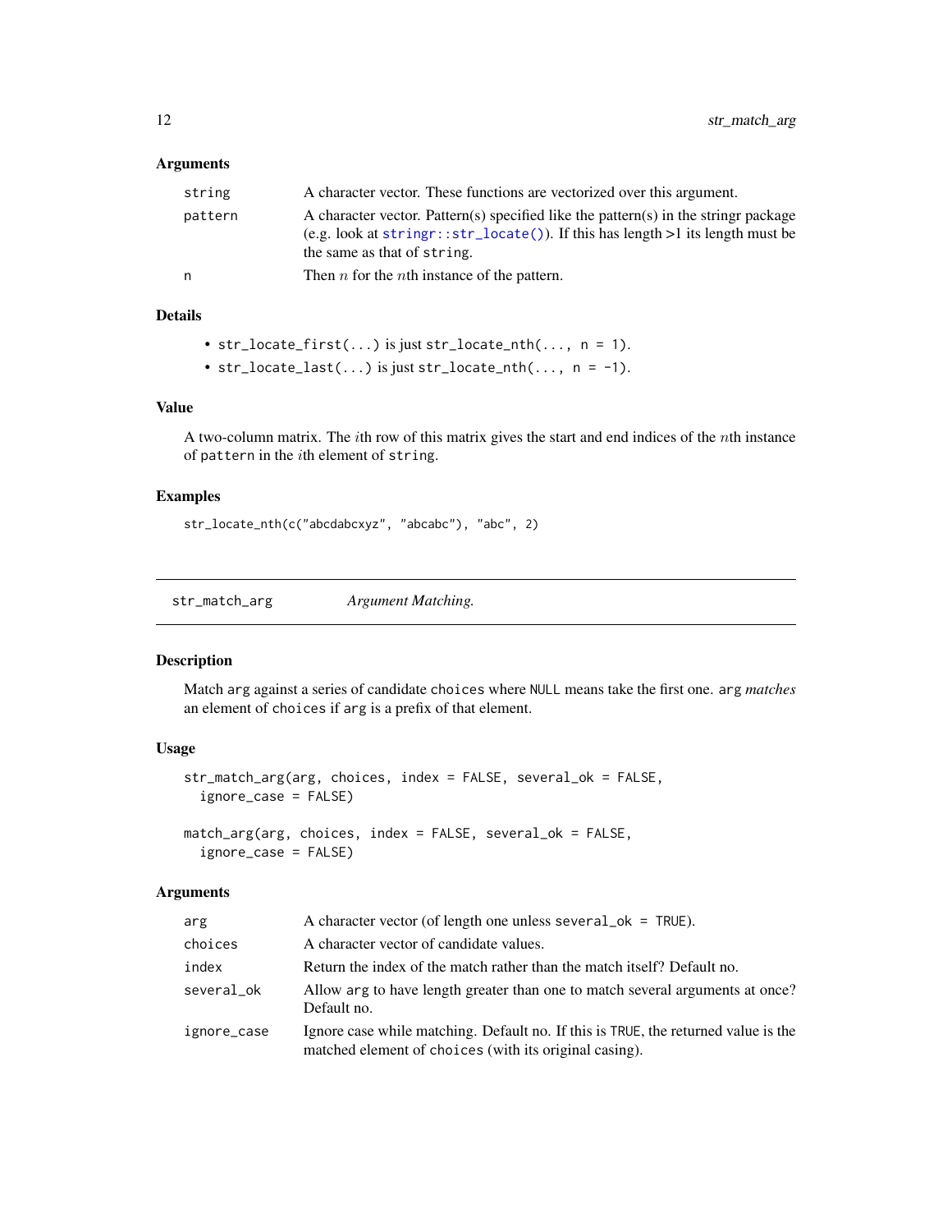## Arguments

| | |
|---|---|
| `string` | A character vector. These functions are vectorized over this argument. |
| `pattern` | A character vector. Pattern(s) specified like the pattern(s) in the stringr package (e.g. look at `stringr::str_locate()`). If this has length >1 its length must be the same as that of `string`. |
| `n` | Then $n$ for the $n$th instance of the pattern. |

## Details

- `str_locate_first(...)` is just `str_locate_nth(..., n = 1)`.
- `str_locate_last(...)` is just `str_locate_nth(..., n = -1)`.

## Value

A two-column matrix. The $i$th row of this matrix gives the start and end indices of the $n$th instance of `pattern` in the $i$th element of `string`.

## Examples

```
str_locate_nth(c("abcdabcxyz", "abcabc"), "abc", 2)
```

---

# `str_match_arg` *Argument Matching.*

---

## Description

Match `arg` against a series of candidate `choices` where `NULL` means take the first one. `arg` *matches* an element of `choices` if `arg` is a prefix of that element.

## Usage

```
str_match_arg(arg, choices, index = FALSE, several_ok = FALSE,
  ignore_case = FALSE)

match_arg(arg, choices, index = FALSE, several_ok = FALSE,
  ignore_case = FALSE)
```

## Arguments

| | |
|---|---|
| `arg` | A character vector (of length one unless `several_ok = TRUE`). |
| `choices` | A character vector of candidate values. |
| `index` | Return the index of the match rather than the match itself? Default no. |
| `several_ok` | Allow `arg` to have length greater than one to match several arguments at once? Default no. |
| `ignore_case` | Ignore case while matching. Default no. If this is `TRUE`, the returned value is the matched element of `choices` (with its original casing). |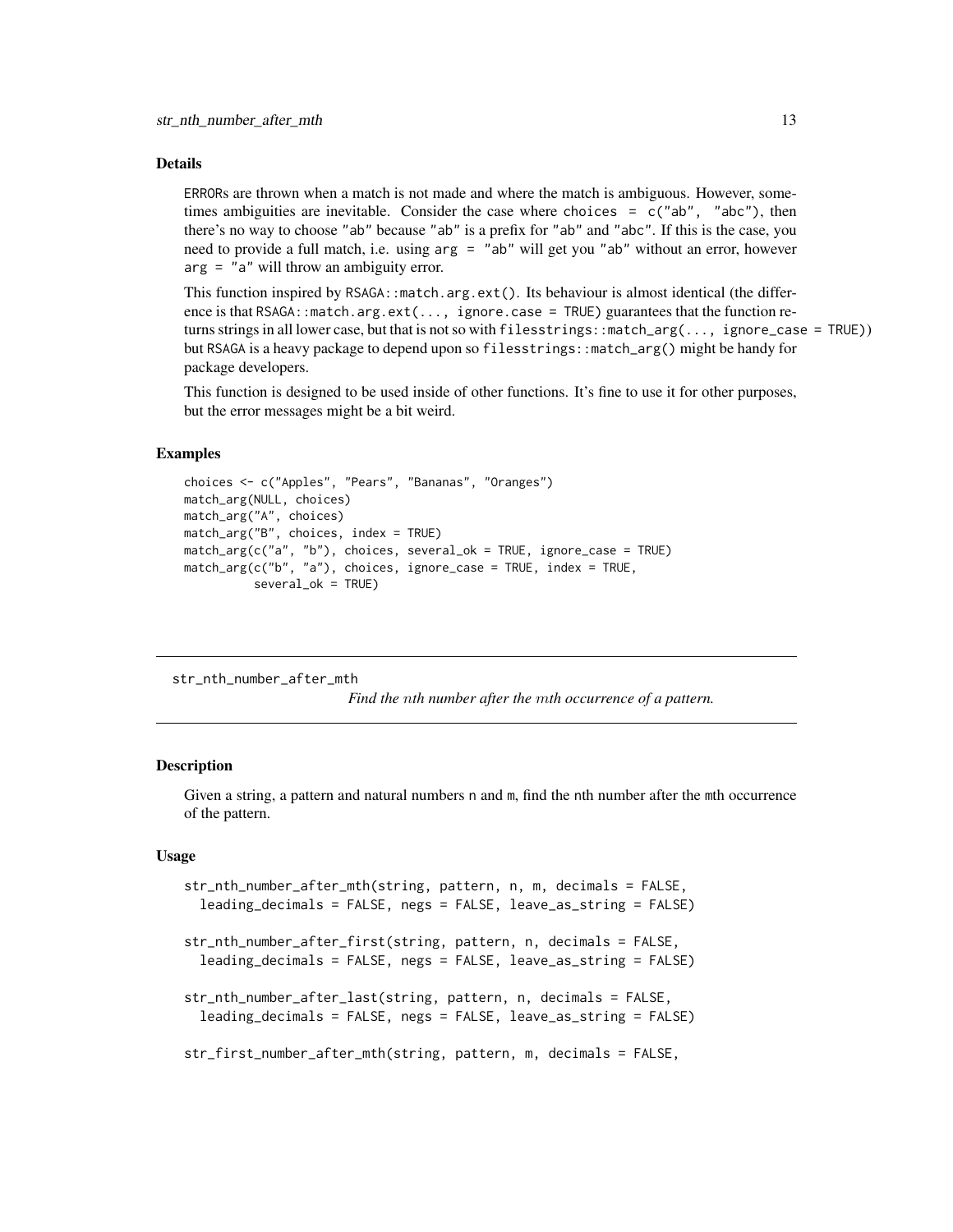## Details

ERRORs are thrown when a match is not made and where the match is ambiguous. However, sometimes ambiguities are inevitable. Consider the case where `choices = c("ab", "abc")`, then there's no way to choose "ab" because "ab" is a prefix for "ab" and "abc". If this is the case, you need to provide a full match, i.e. using `arg = "ab"` will get you "ab" without an error, however `arg = "a"` will throw an ambiguity error.

This function inspired by `RSAGA::match.arg.ext()`. Its behaviour is almost identical (the difference is that `RSAGA::match.arg.ext(..., ignore.case = TRUE)` guarantees that the function returns strings in all lower case, but that is not so with `filesstrings::match_arg(..., ignore_case = TRUE)`) but RSAGA is a heavy package to depend upon so `filesstrings::match_arg()` might be handy for package developers.

This function is designed to be used inside of other functions. It's fine to use it for other purposes, but the error messages might be a bit weird.

## Examples

```
choices <- c("Apples", "Pears", "Bananas", "Oranges")
match_arg(NULL, choices)
match_arg("A", choices)
match_arg("B", choices, index = TRUE)
match_arg(c("a", "b"), choices, several_ok = TRUE, ignore_case = TRUE)
match_arg(c("b", "a"), choices, ignore_case = TRUE, index = TRUE,
          several_ok = TRUE)
```

---

# str_nth_number_after_mth

*Find the $n$th number after the $m$th occurrence of a pattern.*

## Description

Given a string, a pattern and natural numbers `n` and `m`, find the `n`th number after the `m`th occurrence of the pattern.

## Usage

```
str_nth_number_after_mth(string, pattern, n, m, decimals = FALSE,
  leading_decimals = FALSE, negs = FALSE, leave_as_string = FALSE)

str_nth_number_after_first(string, pattern, n, decimals = FALSE,
  leading_decimals = FALSE, negs = FALSE, leave_as_string = FALSE)

str_nth_number_after_last(string, pattern, n, decimals = FALSE,
  leading_decimals = FALSE, negs = FALSE, leave_as_string = FALSE)

str_first_number_after_mth(string, pattern, m, decimals = FALSE,
```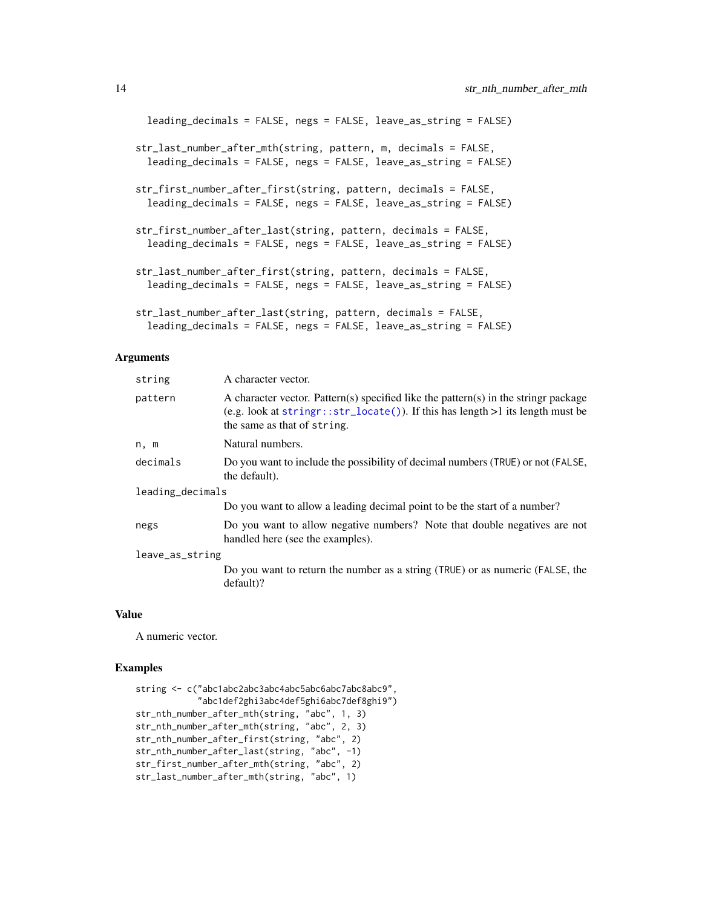```
  leading_decimals = FALSE, negs = FALSE, leave_as_string = FALSE)

str_last_number_after_mth(string, pattern, m, decimals = FALSE,
  leading_decimals = FALSE, negs = FALSE, leave_as_string = FALSE)

str_first_number_after_first(string, pattern, decimals = FALSE,
  leading_decimals = FALSE, negs = FALSE, leave_as_string = FALSE)

str_first_number_after_last(string, pattern, decimals = FALSE,
  leading_decimals = FALSE, negs = FALSE, leave_as_string = FALSE)

str_last_number_after_first(string, pattern, decimals = FALSE,
  leading_decimals = FALSE, negs = FALSE, leave_as_string = FALSE)

str_last_number_after_last(string, pattern, decimals = FALSE,
  leading_decimals = FALSE, negs = FALSE, leave_as_string = FALSE)
```

### Arguments

| | |
|---|---|
| `string` | A character vector. |
| `pattern` | A character vector. Pattern(s) specified like the pattern(s) in the stringr package (e.g. look at `stringr::str_locate()`). If this has length >1 its length must be the same as that of `string`. |
| `n, m` | Natural numbers. |
| `decimals` | Do you want to include the possibility of decimal numbers (`TRUE`) or not (`FALSE`, the default). |
| `leading_decimals` | Do you want to allow a leading decimal point to be the start of a number? |
| `negs` | Do you want to allow negative numbers? Note that double negatives are not handled here (see the examples). |
| `leave_as_string` | Do you want to return the number as a string (`TRUE`) or as numeric (`FALSE`, the default)? |

### Value

A numeric vector.

### Examples

```
string <- c("abc1abc2abc3abc4abc5abc6abc7abc8abc9",
            "abc1def2ghi3abc4def5ghi6abc7def8ghi9")
str_nth_number_after_mth(string, "abc", 1, 3)
str_nth_number_after_mth(string, "abc", 2, 3)
str_nth_number_after_first(string, "abc", 2)
str_nth_number_after_last(string, "abc", -1)
str_first_number_after_mth(string, "abc", 2)
str_last_number_after_mth(string, "abc", 1)
```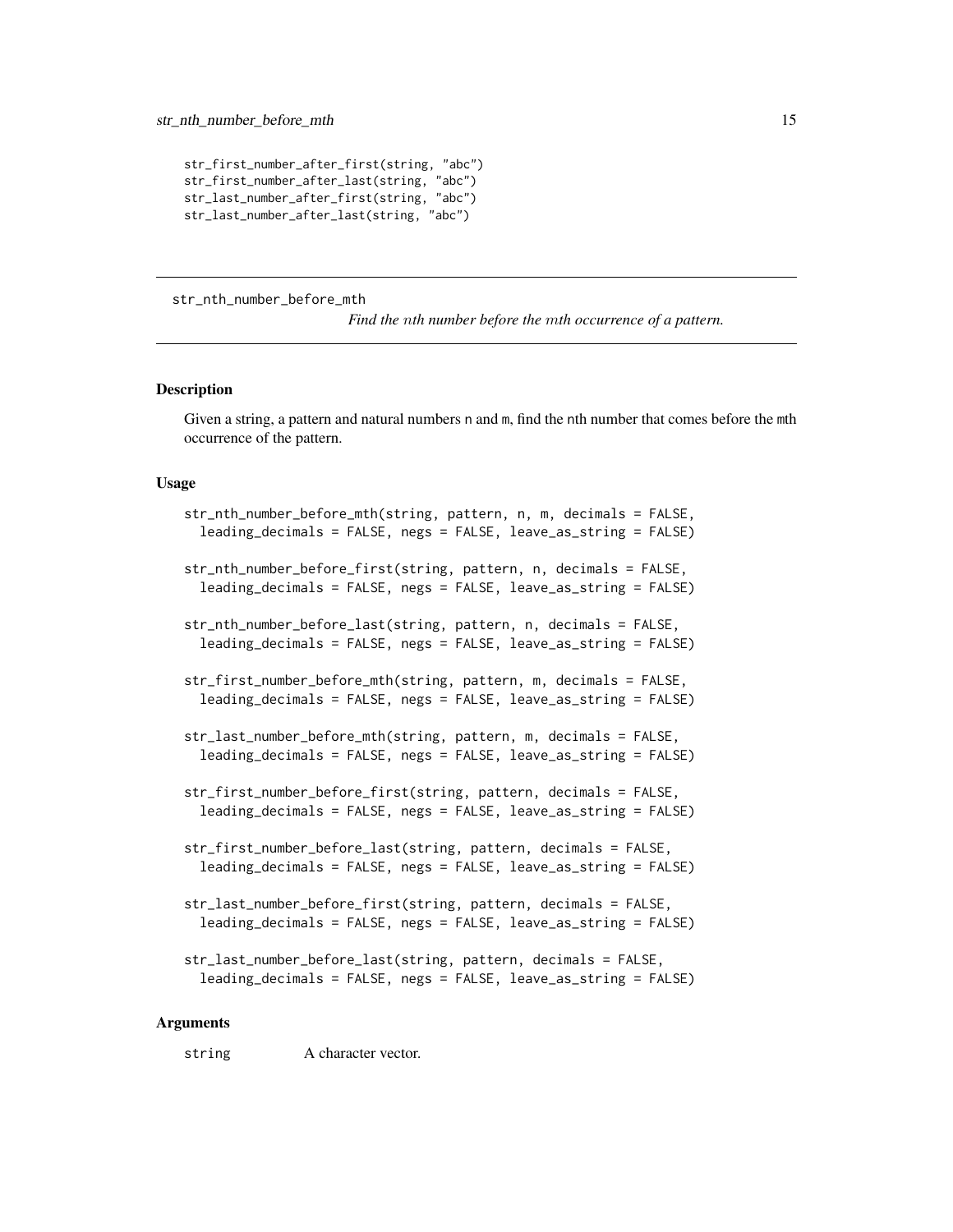```
str_first_number_after_first(string, "abc")
str_first_number_after_last(string, "abc")
str_last_number_after_first(string, "abc")
str_last_number_after_last(string, "abc")
```

---

## str_nth_number_before_mth

*Find the $n$th number before the $m$th occurrence of a pattern.*

---

### Description

Given a string, a pattern and natural numbers n and m, find the nth number that comes before the mth occurrence of the pattern.

### Usage

```
str_nth_number_before_mth(string, pattern, n, m, decimals = FALSE,
  leading_decimals = FALSE, negs = FALSE, leave_as_string = FALSE)

str_nth_number_before_first(string, pattern, n, decimals = FALSE,
  leading_decimals = FALSE, negs = FALSE, leave_as_string = FALSE)

str_nth_number_before_last(string, pattern, n, decimals = FALSE,
  leading_decimals = FALSE, negs = FALSE, leave_as_string = FALSE)

str_first_number_before_mth(string, pattern, m, decimals = FALSE,
  leading_decimals = FALSE, negs = FALSE, leave_as_string = FALSE)

str_last_number_before_mth(string, pattern, m, decimals = FALSE,
  leading_decimals = FALSE, negs = FALSE, leave_as_string = FALSE)

str_first_number_before_first(string, pattern, decimals = FALSE,
  leading_decimals = FALSE, negs = FALSE, leave_as_string = FALSE)

str_first_number_before_last(string, pattern, decimals = FALSE,
  leading_decimals = FALSE, negs = FALSE, leave_as_string = FALSE)

str_last_number_before_first(string, pattern, decimals = FALSE,
  leading_decimals = FALSE, negs = FALSE, leave_as_string = FALSE)

str_last_number_before_last(string, pattern, decimals = FALSE,
  leading_decimals = FALSE, negs = FALSE, leave_as_string = FALSE)
```

### Arguments

| | |
|---|---|
| `string` | A character vector. |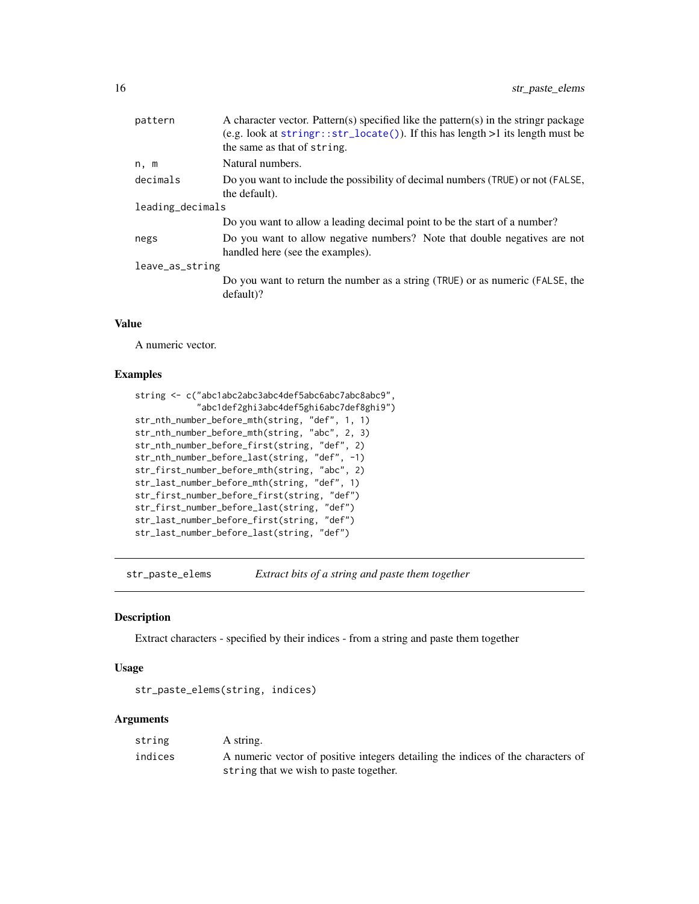| | |
|---|---|
| pattern | A character vector. Pattern(s) specified like the pattern(s) in the stringr package (e.g. look at `stringr::str_locate()`). If this has length >1 its length must be the same as that of `string`. |
| n, m | Natural numbers. |
| decimals | Do you want to include the possibility of decimal numbers (`TRUE`) or not (`FALSE`, the default). |
| leading_decimals | Do you want to allow a leading decimal point to be the start of a number? |
| negs | Do you want to allow negative numbers? Note that double negatives are not handled here (see the examples). |
| leave_as_string | Do you want to return the number as a string (`TRUE`) or as numeric (`FALSE`, the default)? |

### Value

A numeric vector.

### Examples

```
string <- c("abc1abc2abc3abc4def5abc6abc7abc8abc9",
            "abc1def2ghi3abc4def5ghi6abc7def8ghi9")
str_nth_number_before_mth(string, "def", 1, 1)
str_nth_number_before_mth(string, "abc", 2, 3)
str_nth_number_before_first(string, "def", 2)
str_nth_number_before_last(string, "def", -1)
str_first_number_before_mth(string, "abc", 2)
str_last_number_before_mth(string, "def", 1)
str_first_number_before_first(string, "def")
str_first_number_before_last(string, "def")
str_last_number_before_first(string, "def")
str_last_number_before_last(string, "def")
```

## str_paste_elems — *Extract bits of a string and paste them together*

### Description

Extract characters - specified by their indices - from a string and paste them together

### Usage

```
str_paste_elems(string, indices)
```

### Arguments

| | |
|---|---|
| string | A string. |
| indices | A numeric vector of positive integers detailing the indices of the characters of `string` that we wish to paste together. |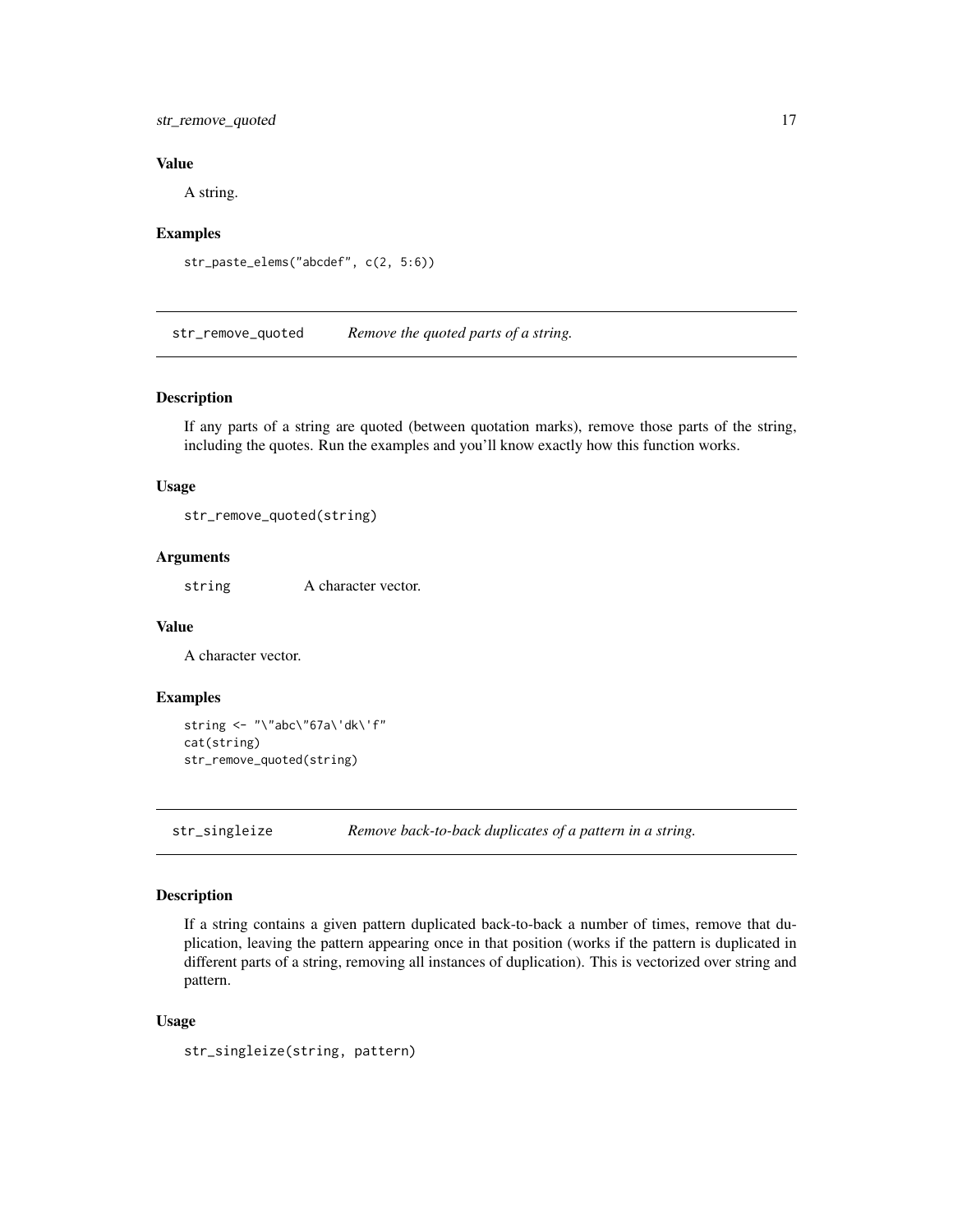### Value

A string.

### Examples

```
str_paste_elems("abcdef", c(2, 5:6))
```

## str_remove_quoted — *Remove the quoted parts of a string.*

### Description

If any parts of a string are quoted (between quotation marks), remove those parts of the string, including the quotes. Run the examples and you'll know exactly how this function works.

### Usage

```
str_remove_quoted(string)
```

### Arguments

| | |
|---|---|
| `string` | A character vector. |

### Value

A character vector.

### Examples

```
string <- "\"abc\"67a\'dk\'f"
cat(string)
str_remove_quoted(string)
```

## str_singleize — *Remove back-to-back duplicates of a pattern in a string.*

### Description

If a string contains a given pattern duplicated back-to-back a number of times, remove that duplication, leaving the pattern appearing once in that position (works if the pattern is duplicated in different parts of a string, removing all instances of duplication). This is vectorized over string and pattern.

### Usage

```
str_singleize(string, pattern)
```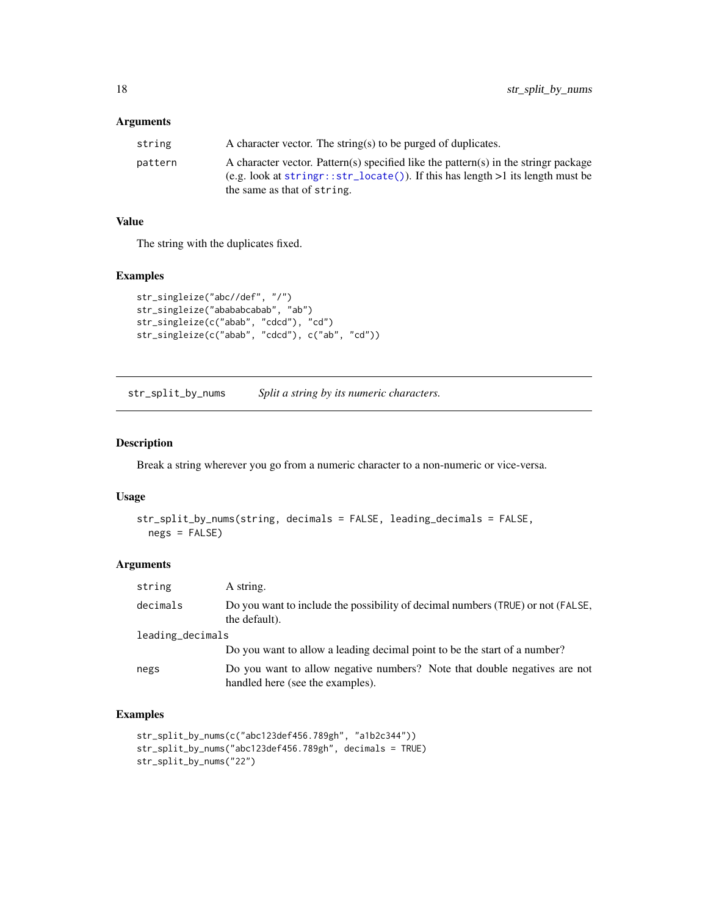### Arguments

| | |
|---|---|
| `string` | A character vector. The string(s) to be purged of duplicates. |
| `pattern` | A character vector. Pattern(s) specified like the pattern(s) in the stringr package (e.g. look at `stringr::str_locate()`). If this has length >1 its length must be the same as that of `string`. |

### Value

The string with the duplicates fixed.

### Examples

```
str_singleize("abc//def", "/")
str_singleize("abababcabab", "ab")
str_singleize(c("abab", "cdcd"), "cd")
str_singleize(c("abab", "cdcd"), c("ab", "cd"))
```

---

## `str_split_by_nums` *Split a string by its numeric characters.*

---

### Description

Break a string wherever you go from a numeric character to a non-numeric or vice-versa.

### Usage

```
str_split_by_nums(string, decimals = FALSE, leading_decimals = FALSE,
  negs = FALSE)
```

### Arguments

| | |
|---|---|
| `string` | A string. |
| `decimals` | Do you want to include the possibility of decimal numbers (`TRUE`) or not (`FALSE`, the default). |
| `leading_decimals` | Do you want to allow a leading decimal point to be the start of a number? |
| `negs` | Do you want to allow negative numbers? Note that double negatives are not handled here (see the examples). |

### Examples

```
str_split_by_nums(c("abc123def456.789gh", "a1b2c344"))
str_split_by_nums("abc123def456.789gh", decimals = TRUE)
str_split_by_nums("22")
```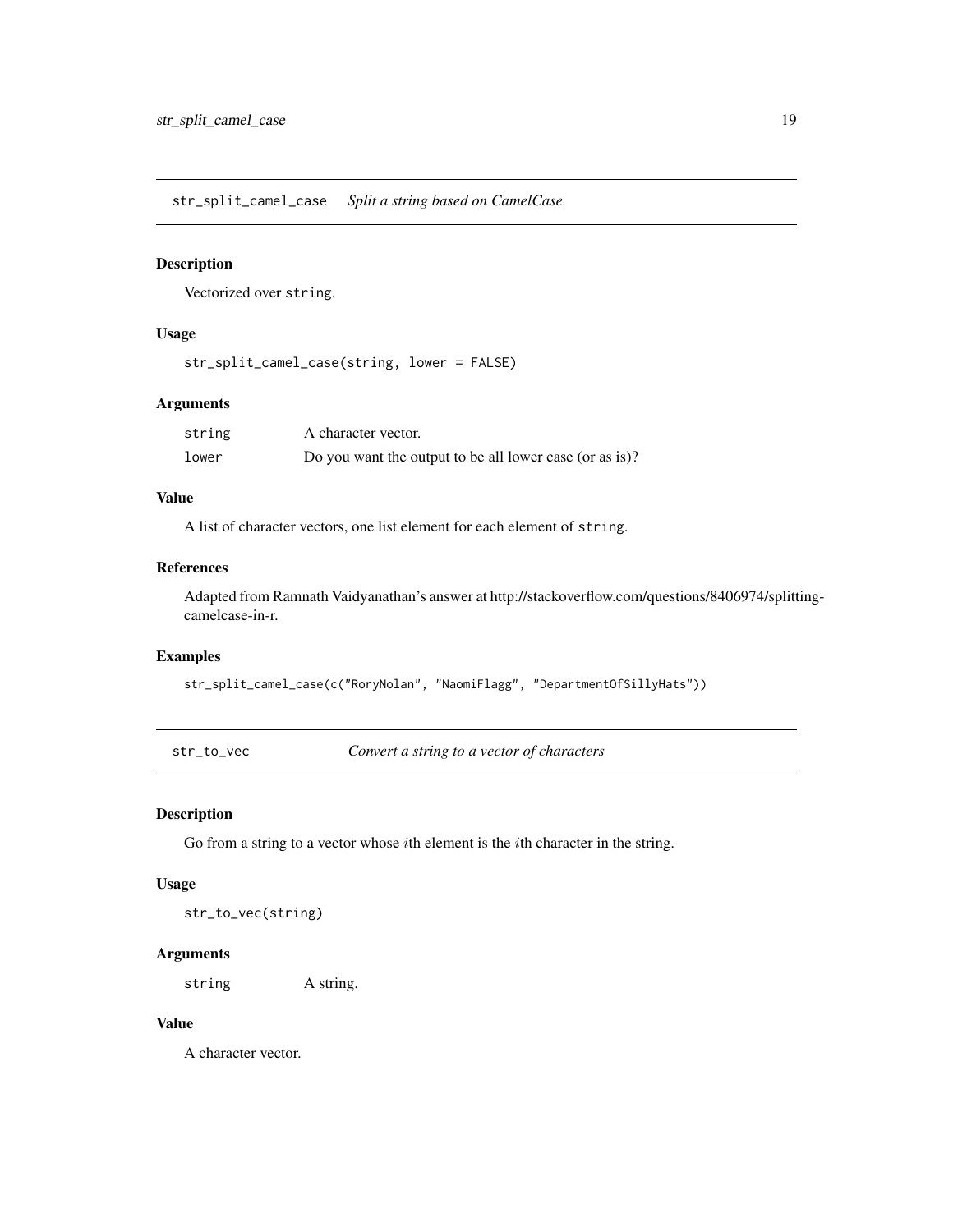## str_split_camel_case    *Split a string based on CamelCase*

### Description

Vectorized over `string`.

### Usage

```
str_split_camel_case(string, lower = FALSE)
```

### Arguments

| | |
|---|---|
| `string` | A character vector. |
| `lower` | Do you want the output to be all lower case (or as is)? |

### Value

A list of character vectors, one list element for each element of `string`.

### References

Adapted from Ramnath Vaidyanathan's answer at http://stackoverflow.com/questions/8406974/splitting-camelcase-in-r.

### Examples

```
str_split_camel_case(c("RoryNolan", "NaomiFlagg", "DepartmentOfSillyHats"))
```

## str_to_vec    *Convert a string to a vector of characters*

### Description

Go from a string to a vector whose $i$th element is the $i$th character in the string.

### Usage

```
str_to_vec(string)
```

### Arguments

| | |
|---|---|
| `string` | A string. |

### Value

A character vector.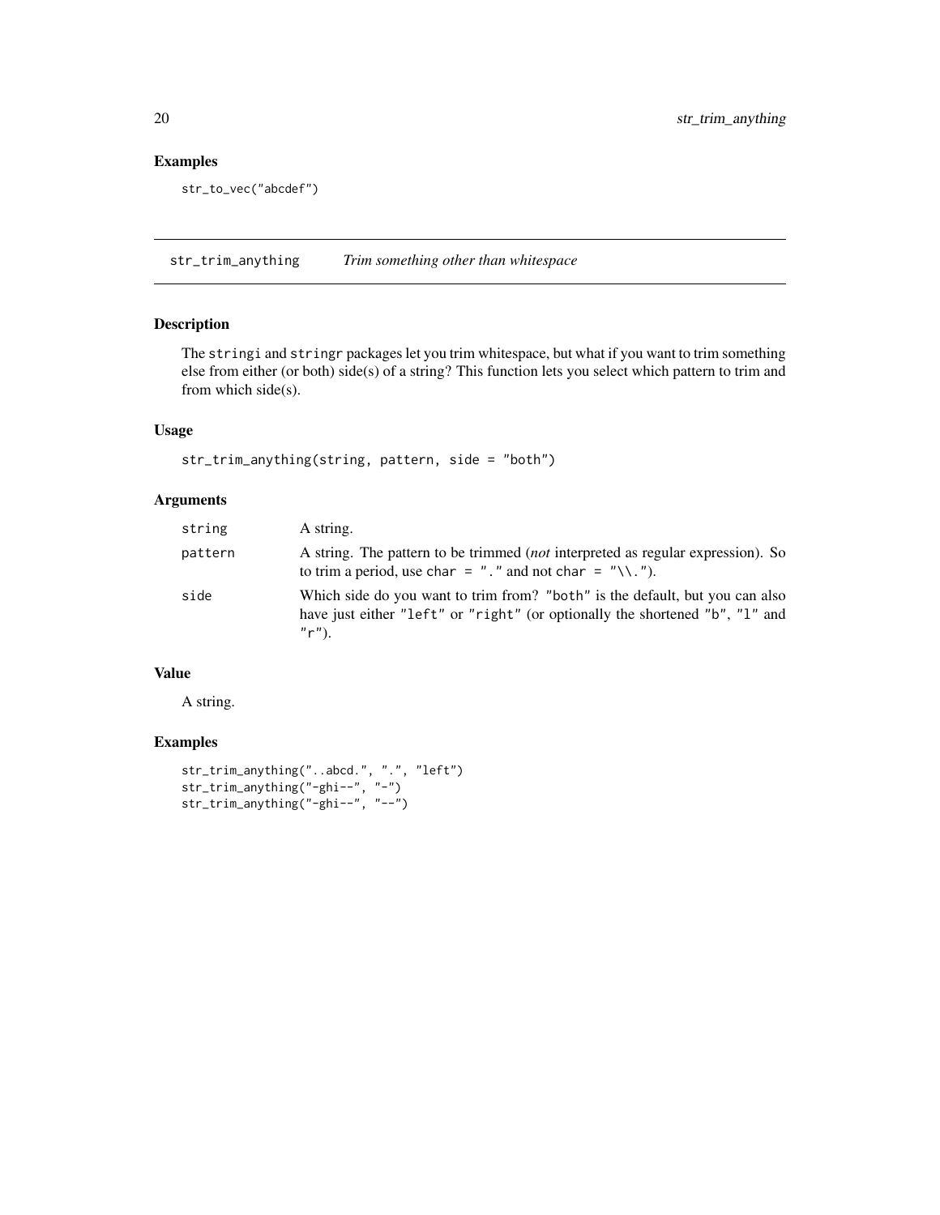## Examples

```
str_to_vec("abcdef")
```

---

## str_trim_anything    *Trim something other than whitespace*

### Description

The `stringi` and `stringr` packages let you trim whitespace, but what if you want to trim something else from either (or both) side(s) of a string? This function lets you select which pattern to trim and from which side(s).

### Usage

```
str_trim_anything(string, pattern, side = "both")
```

### Arguments

| | |
|---|---|
| `string` | A string. |
| `pattern` | A string. The pattern to be trimmed (*not* interpreted as regular expression). So to trim a period, use `char = "."` and not `char = "\\."`). |
| `side` | Which side do you want to trim from? `"both"` is the default, but you can also have just either `"left"` or `"right"` (or optionally the shortened `"b"`, `"l"` and `"r"`). |

### Value

A string.

### Examples

```
str_trim_anything("..abcd.", ".", "left")
str_trim_anything("-ghi--", "-")
str_trim_anything("-ghi--", "--")
```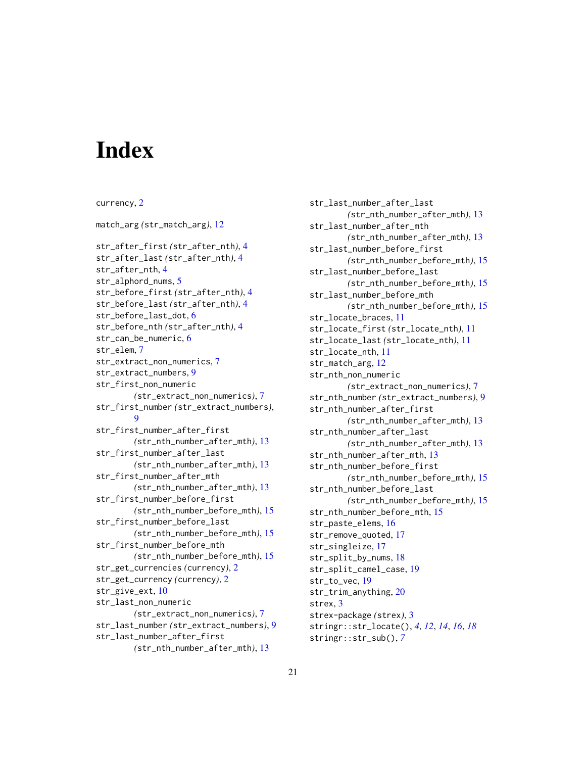# Index

currency, 2

match_arg (str_match_arg), 12

str_after_first (str_after_nth), 4
str_after_last (str_after_nth), 4
str_after_nth, 4
str_alphord_nums, 5
str_before_first (str_after_nth), 4
str_before_last (str_after_nth), 4
str_before_last_dot, 6
str_before_nth (str_after_nth), 4
str_can_be_numeric, 6
str_elem, 7
str_extract_non_numerics, 7
str_extract_numbers, 9
str_first_non_numeric (str_extract_non_numerics), 7
str_first_number (str_extract_numbers), 9
str_first_number_after_first (str_nth_number_after_mth), 13
str_first_number_after_last (str_nth_number_after_mth), 13
str_first_number_after_mth (str_nth_number_after_mth), 13
str_first_number_before_first (str_nth_number_before_mth), 15
str_first_number_before_last (str_nth_number_before_mth), 15
str_first_number_before_mth (str_nth_number_before_mth), 15
str_get_currencies (currency), 2
str_get_currency (currency), 2
str_give_ext, 10
str_last_non_numeric (str_extract_non_numerics), 7
str_last_number (str_extract_numbers), 9
str_last_number_after_first (str_nth_number_after_mth), 13
str_last_number_after_last (str_nth_number_after_mth), 13
str_last_number_after_mth (str_nth_number_after_mth), 13
str_last_number_before_first (str_nth_number_before_mth), 15
str_last_number_before_last (str_nth_number_before_mth), 15
str_last_number_before_mth (str_nth_number_before_mth), 15
str_locate_braces, 11
str_locate_first (str_locate_nth), 11
str_locate_last (str_locate_nth), 11
str_locate_nth, 11
str_match_arg, 12
str_nth_non_numeric (str_extract_non_numerics), 7
str_nth_number (str_extract_numbers), 9
str_nth_number_after_first (str_nth_number_after_mth), 13
str_nth_number_after_last (str_nth_number_after_mth), 13
str_nth_number_after_mth, 13
str_nth_number_before_first (str_nth_number_before_mth), 15
str_nth_number_before_last (str_nth_number_before_mth), 15
str_nth_number_before_mth, 15
str_paste_elems, 16
str_remove_quoted, 17
str_singleize, 17
str_split_by_nums, 18
str_split_camel_case, 19
str_to_vec, 19
str_trim_anything, 20
strex, 3
strex-package (strex), 3
stringr::str_locate(), *4*, *12*, *14*, *16*, *18*
stringr::str_sub(), *7*